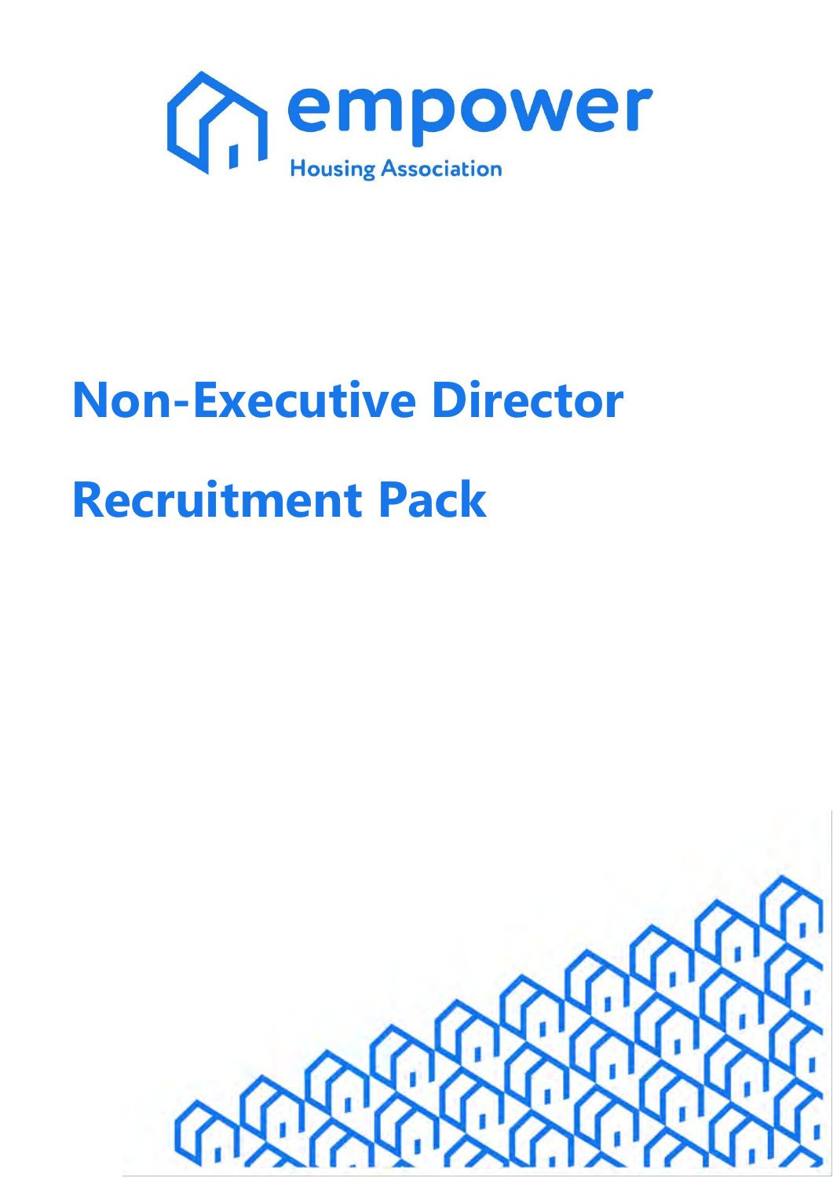empower

Housing Association

# Non-Executive Director

# Recruitment Pack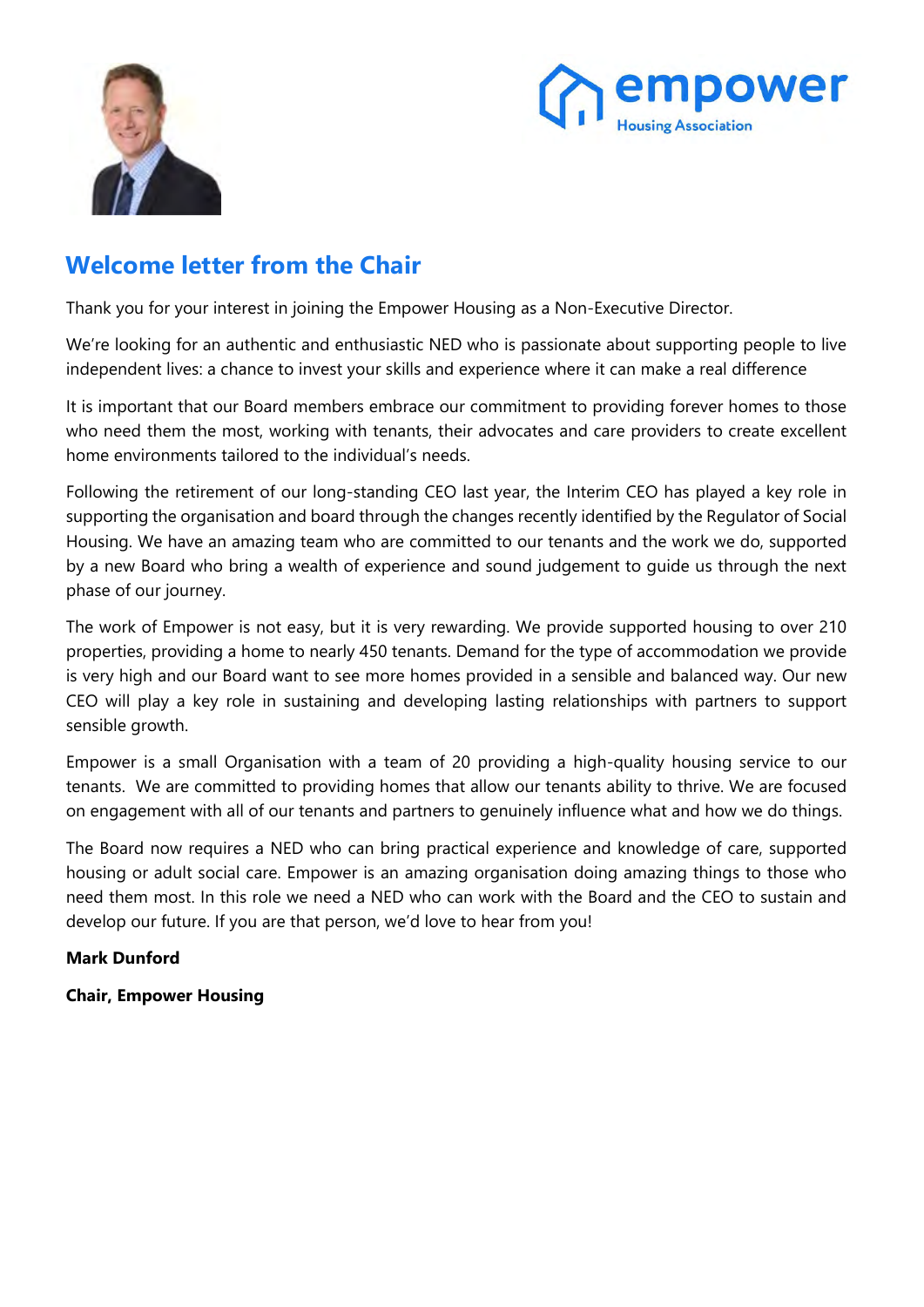## Welcome letter from the Chair

Thank you for your interest in joining the Empower Housing as a Non-Executive Director.

We're looking for an authentic and enthusiastic NED who is passionate about supporting people to live independent lives: a chance to invest your skills and experience where it can make a real difference

It is important that our Board members embrace our commitment to providing forever homes to those who need them the most, working with tenants, their advocates and care providers to create excellent home environments tailored to the individual's needs.

Following the retirement of our long-standing CEO last year, the Interim CEO has played a key role in supporting the organisation and board through the changes recently identified by the Regulator of Social Housing. We have an amazing team who are committed to our tenants and the work we do, supported by a new Board who bring a wealth of experience and sound judgement to guide us through the next phase of our journey.

The work of Empower is not easy, but it is very rewarding. We provide supported housing to over 210 properties, providing a home to nearly 450 tenants. Demand for the type of accommodation we provide is very high and our Board want to see more homes provided in a sensible and balanced way. Our new CEO will play a key role in sustaining and developing lasting relationships with partners to support sensible growth.

Empower is a small Organisation with a team of 20 providing a high-quality housing service to our tenants. We are committed to providing homes that allow our tenants ability to thrive. We are focused on engagement with all of our tenants and partners to genuinely influence what and how we do things.

The Board now requires a NED who can bring practical experience and knowledge of care, supported housing or adult social care. Empower is an amazing organisation doing amazing things to those who need them most. In this role we need a NED who can work with the Board and the CEO to sustain and develop our future. If you are that person, we'd love to hear from you!

**Mark Dunford**

**Chair, Empower Housing**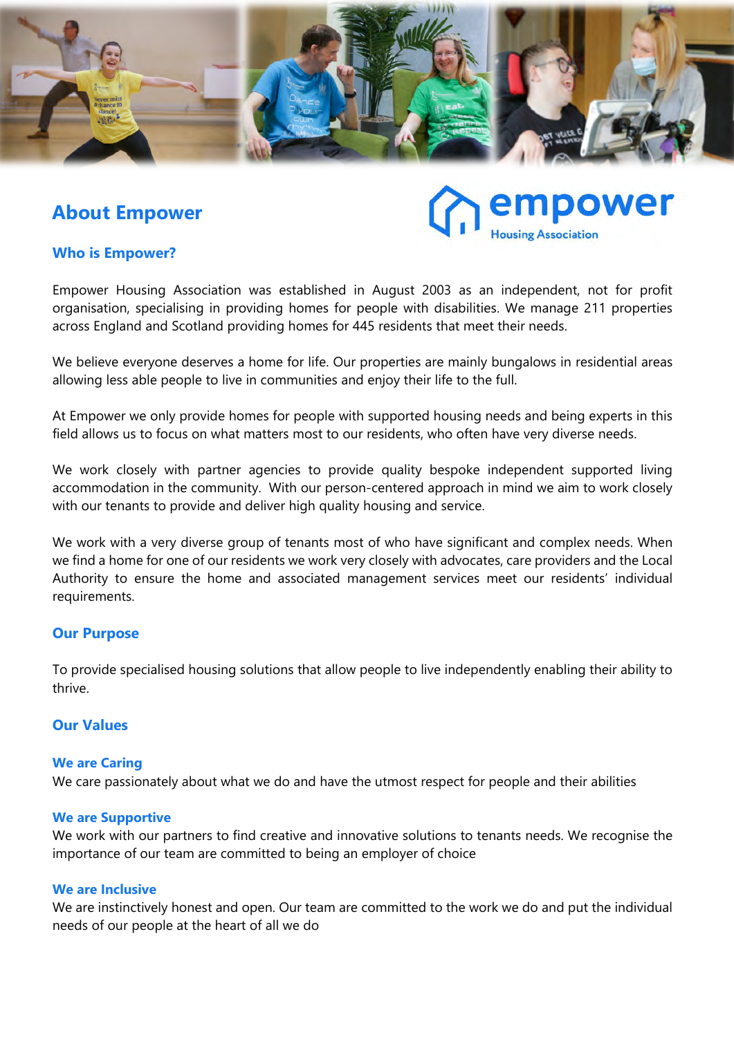# About Empower

## Who is Empower?

Empower Housing Association was established in August 2003 as an independent, not for profit organisation, specialising in providing homes for people with disabilities. We manage 211 properties across England and Scotland providing homes for 445 residents that meet their needs.

We believe everyone deserves a home for life. Our properties are mainly bungalows in residential areas allowing less able people to live in communities and enjoy their life to the full.

At Empower we only provide homes for people with supported housing needs and being experts in this field allows us to focus on what matters most to our residents, who often have very diverse needs.

We work closely with partner agencies to provide quality bespoke independent supported living accommodation in the community. With our person-centered approach in mind we aim to work closely with our tenants to provide and deliver high quality housing and service.

We work with a very diverse group of tenants most of who have significant and complex needs. When we find a home for one of our residents we work very closely with advocates, care providers and the Local Authority to ensure the home and associated management services meet our residents' individual requirements.

## Our Purpose

To provide specialised housing solutions that allow people to live independently enabling their ability to thrive.

## Our Values

### We are Caring

We care passionately about what we do and have the utmost respect for people and their abilities

### We are Supportive

We work with our partners to find creative and innovative solutions to tenants needs. We recognise the importance of our team are committed to being an employer of choice

### We are Inclusive

We are instinctively honest and open. Our team are committed to the work we do and put the individual needs of our people at the heart of all we do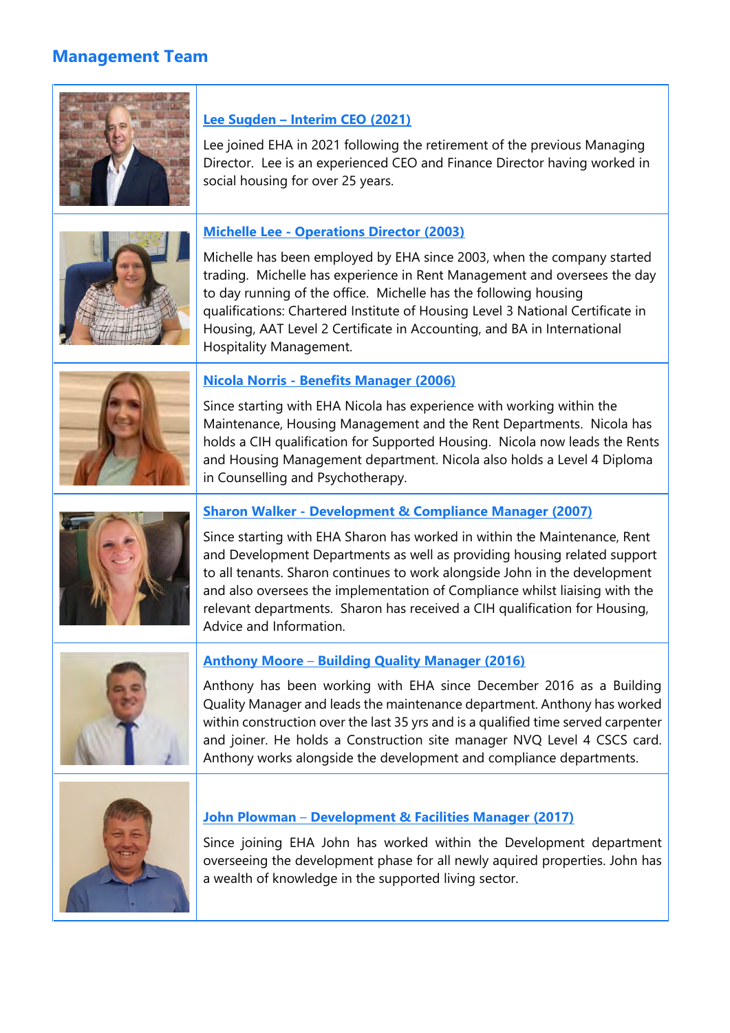## Management Team

**Lee Sugden – Interim CEO (2021)**

Lee joined EHA in 2021 following the retirement of the previous Managing Director. Lee is an experienced CEO and Finance Director having worked in social housing for over 25 years.

**Michelle Lee - Operations Director (2003)**

Michelle has been employed by EHA since 2003, when the company started trading. Michelle has experience in Rent Management and oversees the day to day running of the office. Michelle has the following housing qualifications: Chartered Institute of Housing Level 3 National Certificate in Housing, AAT Level 2 Certificate in Accounting, and BA in International Hospitality Management.

**Nicola Norris - Benefits Manager (2006)**

Since starting with EHA Nicola has experience with working within the Maintenance, Housing Management and the Rent Departments. Nicola has holds a CIH qualification for Supported Housing. Nicola now leads the Rents and Housing Management department. Nicola also holds a Level 4 Diploma in Counselling and Psychotherapy.

**Sharon Walker - Development & Compliance Manager (2007)**

Since starting with EHA Sharon has worked in within the Maintenance, Rent and Development Departments as well as providing housing related support to all tenants. Sharon continues to work alongside John in the development and also oversees the implementation of Compliance whilst liaising with the relevant departments. Sharon has received a CIH qualification for Housing, Advice and Information.

**Anthony Moore – Building Quality Manager (2016)**

Anthony has been working with EHA since December 2016 as a Building Quality Manager and leads the maintenance department. Anthony has worked within construction over the last 35 yrs and is a qualified time served carpenter and joiner. He holds a Construction site manager NVQ Level 4 CSCS card. Anthony works alongside the development and compliance departments.

**John Plowman – Development & Facilities Manager (2017)**

Since joining EHA John has worked within the Development department overseeing the development phase for all newly aquired properties. John has a wealth of knowledge in the supported living sector.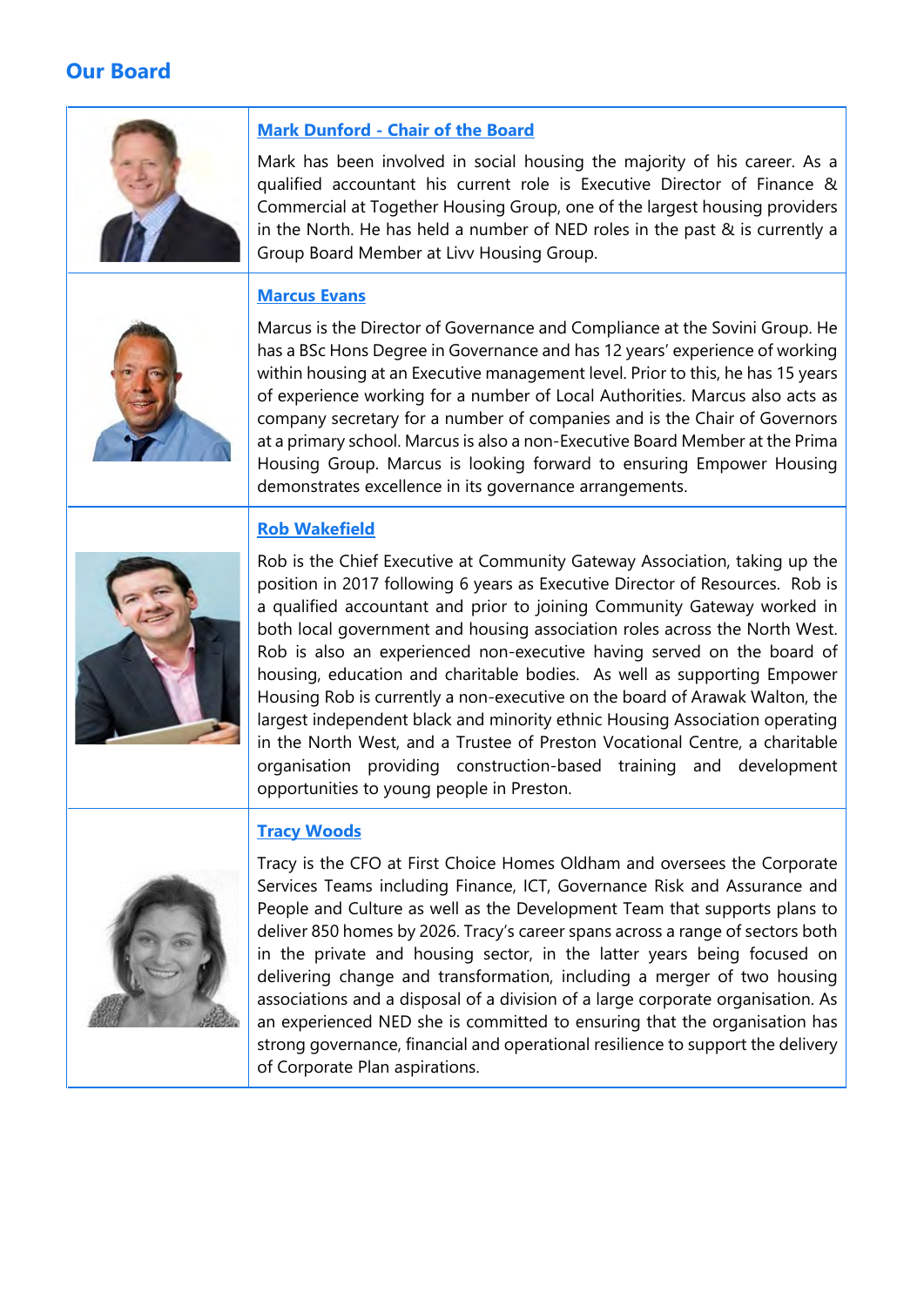## Our Board

### Mark Dunford - Chair of the Board

Mark has been involved in social housing the majority of his career. As a qualified accountant his current role is Executive Director of Finance & Commercial at Together Housing Group, one of the largest housing providers in the North. He has held a number of NED roles in the past & is currently a Group Board Member at Livv Housing Group.

### Marcus Evans

Marcus is the Director of Governance and Compliance at the Sovini Group. He has a BSc Hons Degree in Governance and has 12 years' experience of working within housing at an Executive management level. Prior to this, he has 15 years of experience working for a number of Local Authorities. Marcus also acts as company secretary for a number of companies and is the Chair of Governors at a primary school. Marcus is also a non-Executive Board Member at the Prima Housing Group. Marcus is looking forward to ensuring Empower Housing demonstrates excellence in its governance arrangements.

### Rob Wakefield

Rob is the Chief Executive at Community Gateway Association, taking up the position in 2017 following 6 years as Executive Director of Resources. Rob is a qualified accountant and prior to joining Community Gateway worked in both local government and housing association roles across the North West. Rob is also an experienced non-executive having served on the board of housing, education and charitable bodies. As well as supporting Empower Housing Rob is currently a non-executive on the board of Arawak Walton, the largest independent black and minority ethnic Housing Association operating in the North West, and a Trustee of Preston Vocational Centre, a charitable organisation providing construction-based training and development opportunities to young people in Preston.

### Tracy Woods

Tracy is the CFO at First Choice Homes Oldham and oversees the Corporate Services Teams including Finance, ICT, Governance Risk and Assurance and People and Culture as well as the Development Team that supports plans to deliver 850 homes by 2026. Tracy's career spans across a range of sectors both in the private and housing sector, in the latter years being focused on delivering change and transformation, including a merger of two housing associations and a disposal of a division of a large corporate organisation. As an experienced NED she is committed to ensuring that the organisation has strong governance, financial and operational resilience to support the delivery of Corporate Plan aspirations.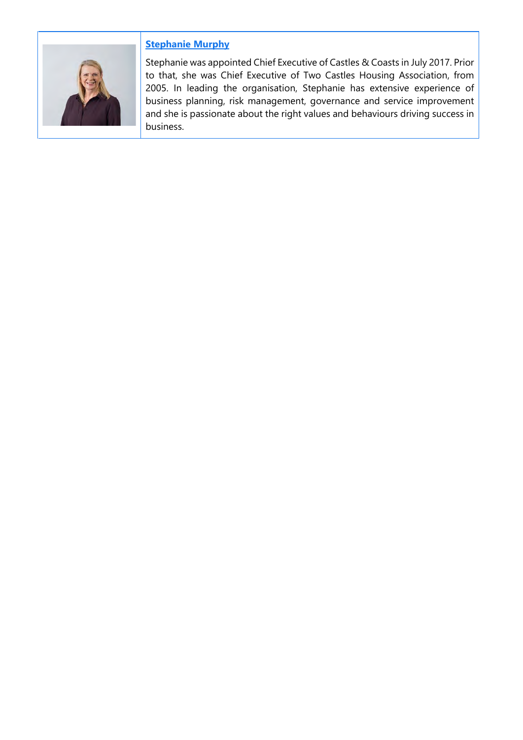**Stephanie Murphy**

Stephanie was appointed Chief Executive of Castles & Coasts in July 2017. Prior to that, she was Chief Executive of Two Castles Housing Association, from 2005. In leading the organisation, Stephanie has extensive experience of business planning, risk management, governance and service improvement and she is passionate about the right values and behaviours driving success in business.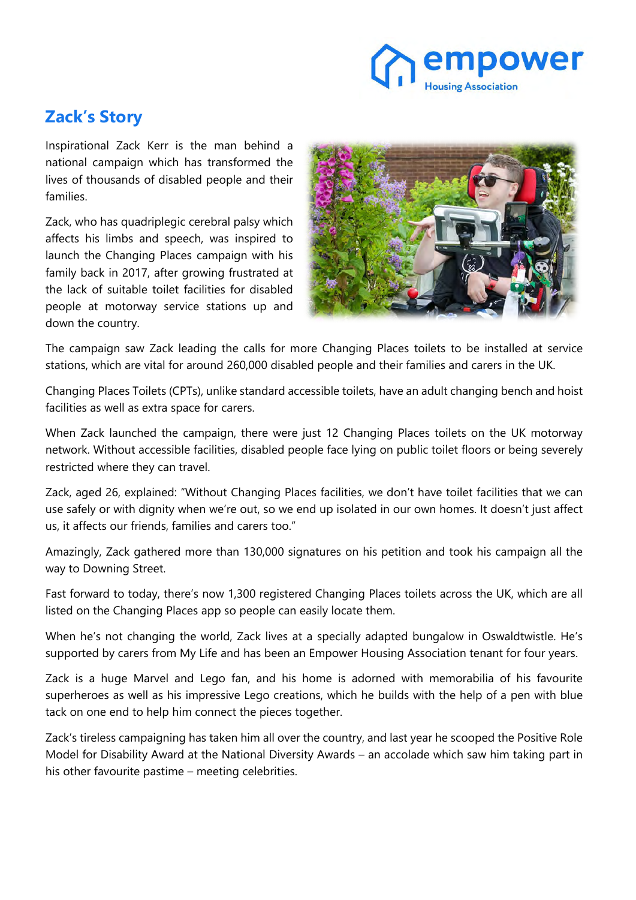## Zack's Story

Inspirational Zack Kerr is the man behind a national campaign which has transformed the lives of thousands of disabled people and their families.

Zack, who has quadriplegic cerebral palsy which affects his limbs and speech, was inspired to launch the Changing Places campaign with his family back in 2017, after growing frustrated at the lack of suitable toilet facilities for disabled people at motorway service stations up and down the country.

The campaign saw Zack leading the calls for more Changing Places toilets to be installed at service stations, which are vital for around 260,000 disabled people and their families and carers in the UK.

Changing Places Toilets (CPTs), unlike standard accessible toilets, have an adult changing bench and hoist facilities as well as extra space for carers.

When Zack launched the campaign, there were just 12 Changing Places toilets on the UK motorway network. Without accessible facilities, disabled people face lying on public toilet floors or being severely restricted where they can travel.

Zack, aged 26, explained: "Without Changing Places facilities, we don't have toilet facilities that we can use safely or with dignity when we're out, so we end up isolated in our own homes. It doesn't just affect us, it affects our friends, families and carers too."

Amazingly, Zack gathered more than 130,000 signatures on his petition and took his campaign all the way to Downing Street.

Fast forward to today, there's now 1,300 registered Changing Places toilets across the UK, which are all listed on the Changing Places app so people can easily locate them.

When he's not changing the world, Zack lives at a specially adapted bungalow in Oswaldtwistle. He's supported by carers from My Life and has been an Empower Housing Association tenant for four years.

Zack is a huge Marvel and Lego fan, and his home is adorned with memorabilia of his favourite superheroes as well as his impressive Lego creations, which he builds with the help of a pen with blue tack on one end to help him connect the pieces together.

Zack's tireless campaigning has taken him all over the country, and last year he scooped the Positive Role Model for Disability Award at the National Diversity Awards – an accolade which saw him taking part in his other favourite pastime – meeting celebrities.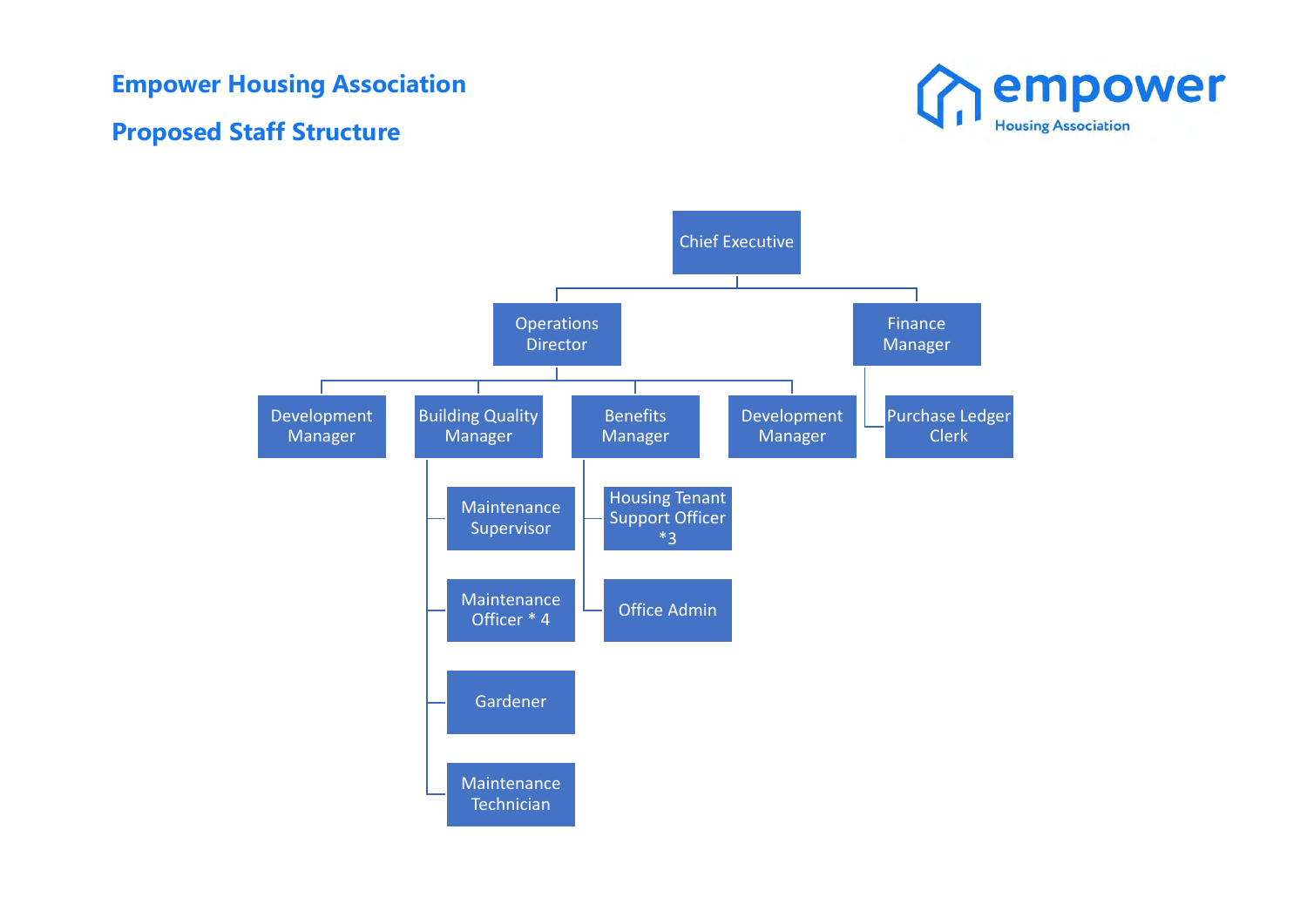# Empower Housing Association

## Proposed Staff Structure

- Chief Executive
  - Operations Director
    - Development Manager
    - Building Quality Manager
      - Maintenance Supervisor
      - Maintenance Officer * 4
      - Gardener
      - Maintenance Technician
    - Benefits Manager
      - Housing Tenant Support Officer *3
      - Office Admin
    - Development Manager
  - Finance Manager
    - Purchase Ledger Clerk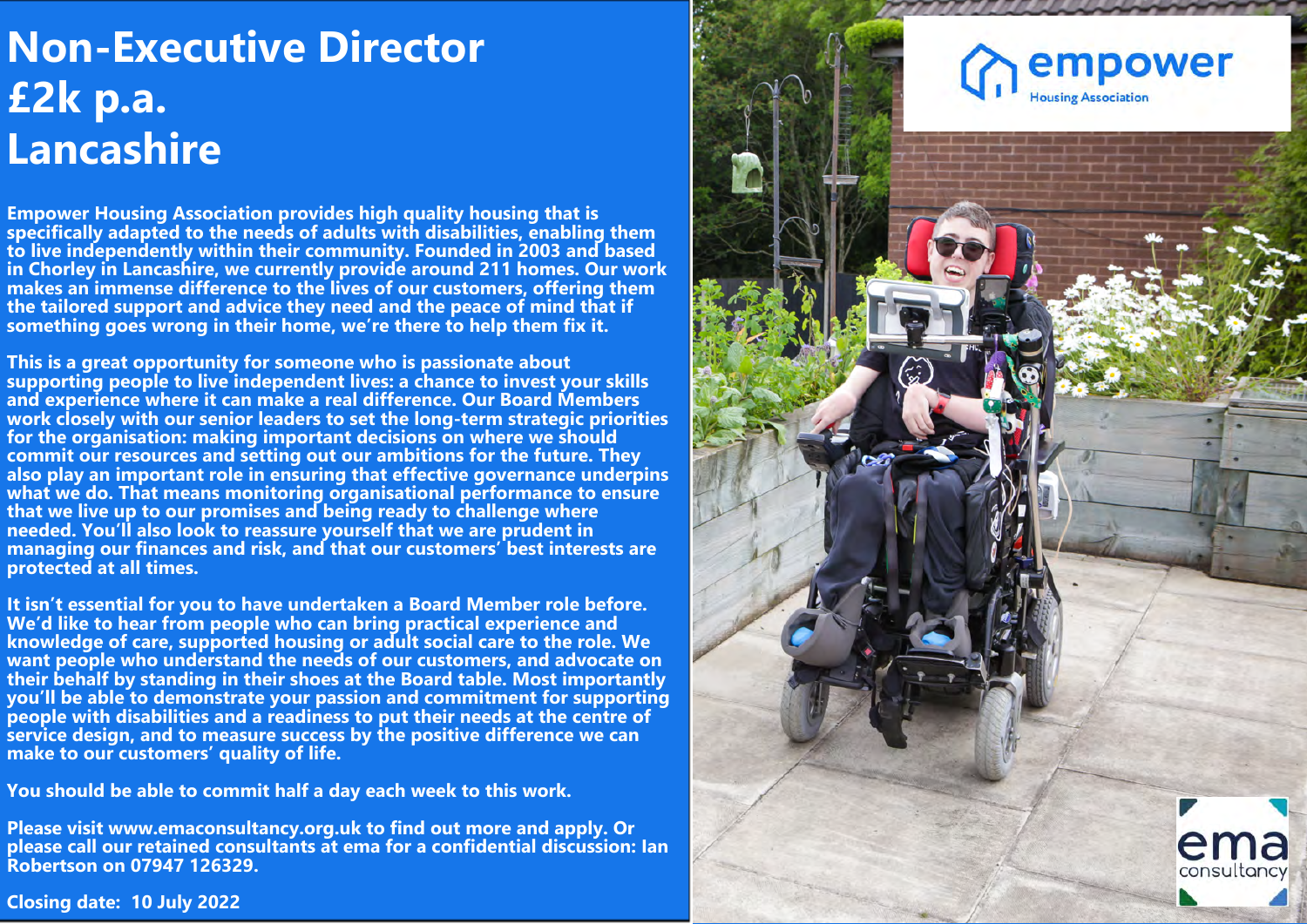# Non-Executive Director
# £2k p.a.
# Lancashire

**Empower Housing Association provides high quality housing that is specifically adapted to the needs of adults with disabilities, enabling them to live independently within their community. Founded in 2003 and based in Chorley in Lancashire, we currently provide around 211 homes. Our work makes an immense difference to the lives of our customers, offering them the tailored support and advice they need and the peace of mind that if something goes wrong in their home, we're there to help them fix it.**

**This is a great opportunity for someone who is passionate about supporting people to live independent lives: a chance to invest your skills and experience where it can make a real difference. Our Board Members work closely with our senior leaders to set the long-term strategic priorities for the organisation: making important decisions on where we should commit our resources and setting out our ambitions for the future. They also play an important role in ensuring that effective governance underpins what we do. That means monitoring organisational performance to ensure that we live up to our promises and being ready to challenge where needed. You'll also look to reassure yourself that we are prudent in managing our finances and risk, and that our customers' best interests are protected at all times.**

**It isn't essential for you to have undertaken a Board Member role before. We'd like to hear from people who can bring practical experience and knowledge of care, supported housing or adult social care to the role. We want people who understand the needs of our customers, and advocate on their behalf by standing in their shoes at the Board table. Most importantly you'll be able to demonstrate your passion and commitment for supporting people with disabilities and a readiness to put their needs at the centre of service design, and to measure success by the positive difference we can make to our customers' quality of life.**

**You should be able to commit half a day each week to this work.**

**Please visit www.emaconsultancy.org.uk to find out more and apply. Or please call our retained consultants at ema for a confidential discussion: Ian Robertson on 07947 126329.**

**Closing date: 10 July 2022**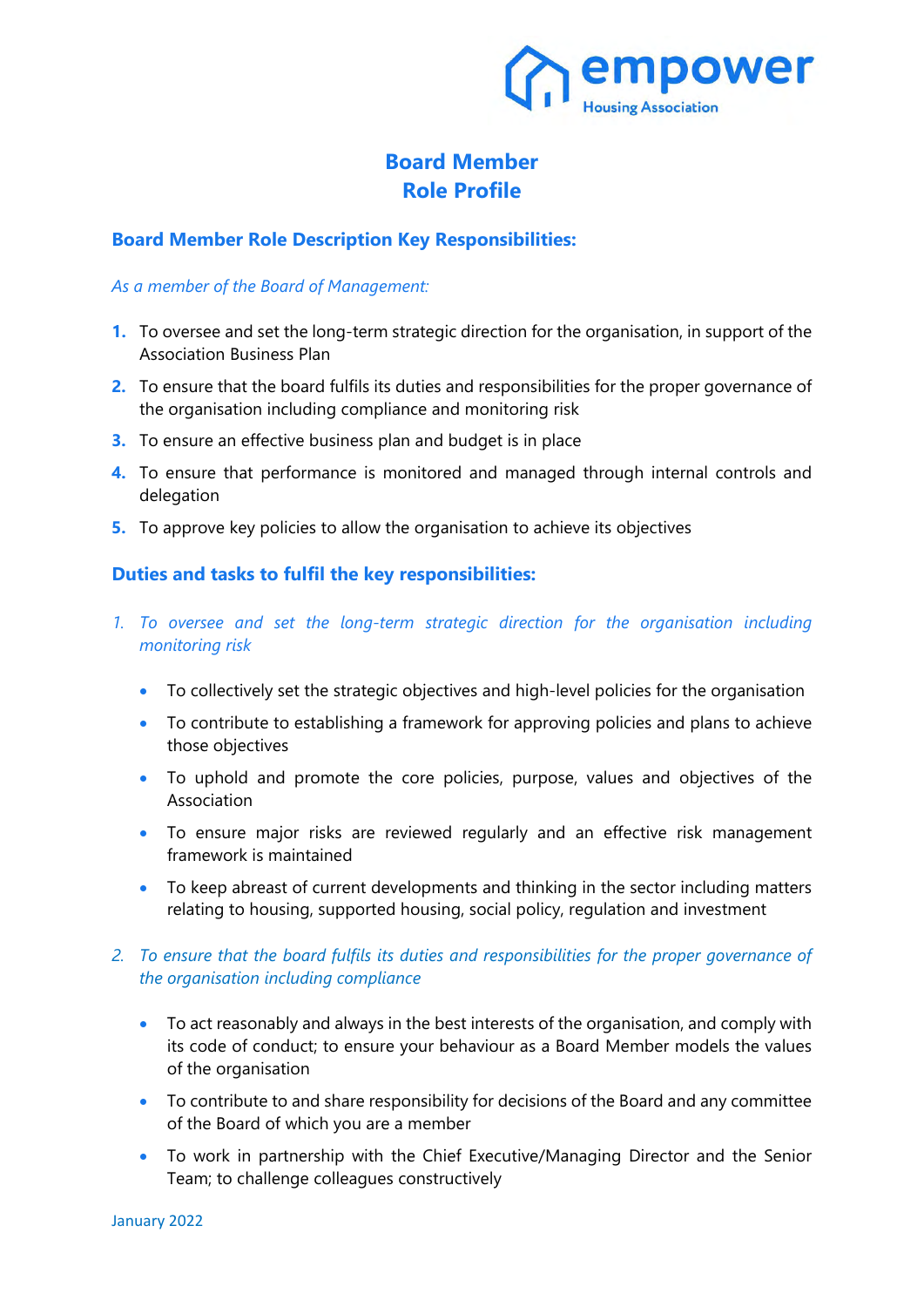# Board Member
# Role Profile

## Board Member Role Description Key Responsibilities:

*As a member of the Board of Management:*

1. To oversee and set the long-term strategic direction for the organisation, in support of the Association Business Plan
2. To ensure that the board fulfils its duties and responsibilities for the proper governance of the organisation including compliance and monitoring risk
3. To ensure an effective business plan and budget is in place
4. To ensure that performance is monitored and managed through internal controls and delegation
5. To approve key policies to allow the organisation to achieve its objectives

## Duties and tasks to fulfil the key responsibilities:

*1. To oversee and set the long-term strategic direction for the organisation including monitoring risk*

- To collectively set the strategic objectives and high-level policies for the organisation
- To contribute to establishing a framework for approving policies and plans to achieve those objectives
- To uphold and promote the core policies, purpose, values and objectives of the Association
- To ensure major risks are reviewed regularly and an effective risk management framework is maintained
- To keep abreast of current developments and thinking in the sector including matters relating to housing, supported housing, social policy, regulation and investment

*2. To ensure that the board fulfils its duties and responsibilities for the proper governance of the organisation including compliance*

- To act reasonably and always in the best interests of the organisation, and comply with its code of conduct; to ensure your behaviour as a Board Member models the values of the organisation
- To contribute to and share responsibility for decisions of the Board and any committee of the Board of which you are a member
- To work in partnership with the Chief Executive/Managing Director and the Senior Team; to challenge colleagues constructively

January 2022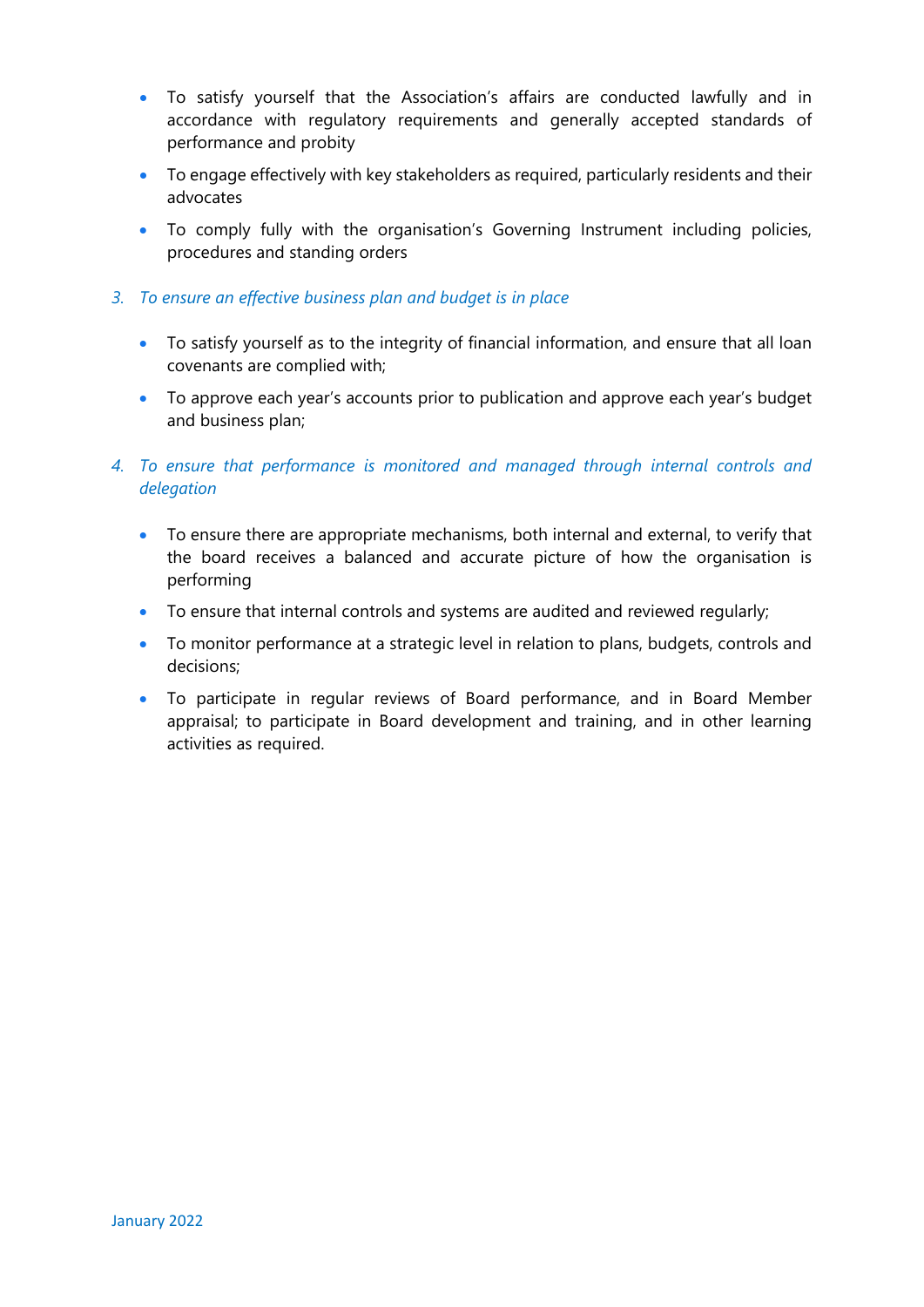- To satisfy yourself that the Association's affairs are conducted lawfully and in accordance with regulatory requirements and generally accepted standards of performance and probity
- To engage effectively with key stakeholders as required, particularly residents and their advocates
- To comply fully with the organisation's Governing Instrument including policies, procedures and standing orders

3. *To ensure an effective business plan and budget is in place*

- To satisfy yourself as to the integrity of financial information, and ensure that all loan covenants are complied with;
- To approve each year's accounts prior to publication and approve each year's budget and business plan;

4. *To ensure that performance is monitored and managed through internal controls and delegation*

- To ensure there are appropriate mechanisms, both internal and external, to verify that the board receives a balanced and accurate picture of how the organisation is performing
- To ensure that internal controls and systems are audited and reviewed regularly;
- To monitor performance at a strategic level in relation to plans, budgets, controls and decisions;
- To participate in regular reviews of Board performance, and in Board Member appraisal; to participate in Board development and training, and in other learning activities as required.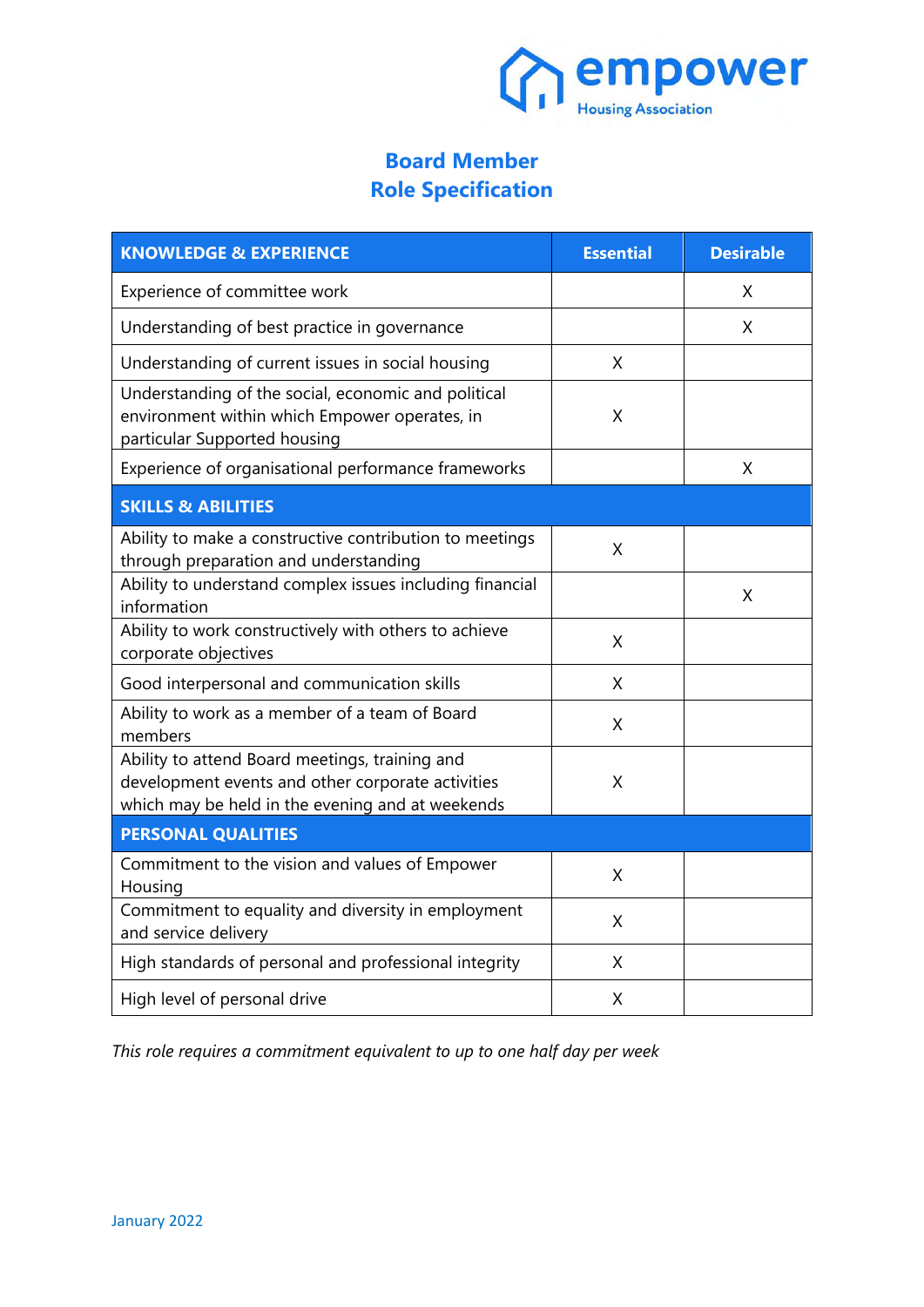# Board Member
# Role Specification

| KNOWLEDGE & EXPERIENCE | Essential | Desirable |
|---|---|---|
| Experience of committee work | | X |
| Understanding of best practice in governance | | X |
| Understanding of current issues in social housing | X | |
| Understanding of the social, economic and political environment within which Empower operates, in particular Supported housing | X | |
| Experience of organisational performance frameworks | | X |
| **SKILLS & ABILITIES** | | |
| Ability to make a constructive contribution to meetings through preparation and understanding | X | |
| Ability to understand complex issues including financial information | | X |
| Ability to work constructively with others to achieve corporate objectives | X | |
| Good interpersonal and communication skills | X | |
| Ability to work as a member of a team of Board members | X | |
| Ability to attend Board meetings, training and development events and other corporate activities which may be held in the evening and at weekends | X | |
| **PERSONAL QUALITIES** | | |
| Commitment to the vision and values of Empower Housing | X | |
| Commitment to equality and diversity in employment and service delivery | X | |
| High standards of personal and professional integrity | X | |
| High level of personal drive | X | |

*This role requires a commitment equivalent to up to one half day per week*

January 2022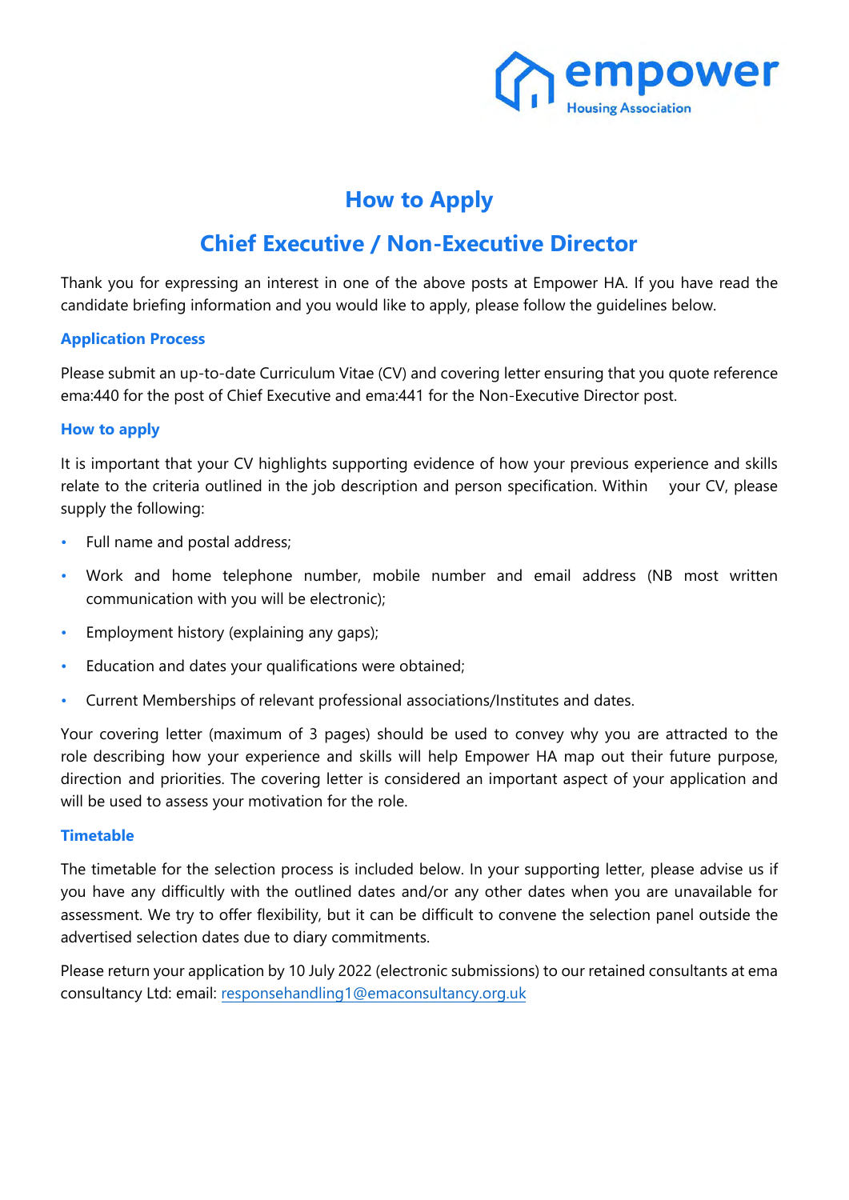# How to Apply

## Chief Executive / Non-Executive Director

Thank you for expressing an interest in one of the above posts at Empower HA. If you have read the candidate briefing information and you would like to apply, please follow the guidelines below.

### Application Process

Please submit an up-to-date Curriculum Vitae (CV) and covering letter ensuring that you quote reference ema:440 for the post of Chief Executive and ema:441 for the Non-Executive Director post.

### How to apply

It is important that your CV highlights supporting evidence of how your previous experience and skills relate to the criteria outlined in the job description and person specification. Within your CV, please supply the following:

- Full name and postal address;
- Work and home telephone number, mobile number and email address (NB most written communication with you will be electronic);
- Employment history (explaining any gaps);
- Education and dates your qualifications were obtained;
- Current Memberships of relevant professional associations/Institutes and dates.

Your covering letter (maximum of 3 pages) should be used to convey why you are attracted to the role describing how your experience and skills will help Empower HA map out their future purpose, direction and priorities. The covering letter is considered an important aspect of your application and will be used to assess your motivation for the role.

### Timetable

The timetable for the selection process is included below. In your supporting letter, please advise us if you have any difficultly with the outlined dates and/or any other dates when you are unavailable for assessment. We try to offer flexibility, but it can be difficult to convene the selection panel outside the advertised selection dates due to diary commitments.

Please return your application by 10 July 2022 (electronic submissions) to our retained consultants at ema consultancy Ltd: email: responsehandling1@emaconsultancy.org.uk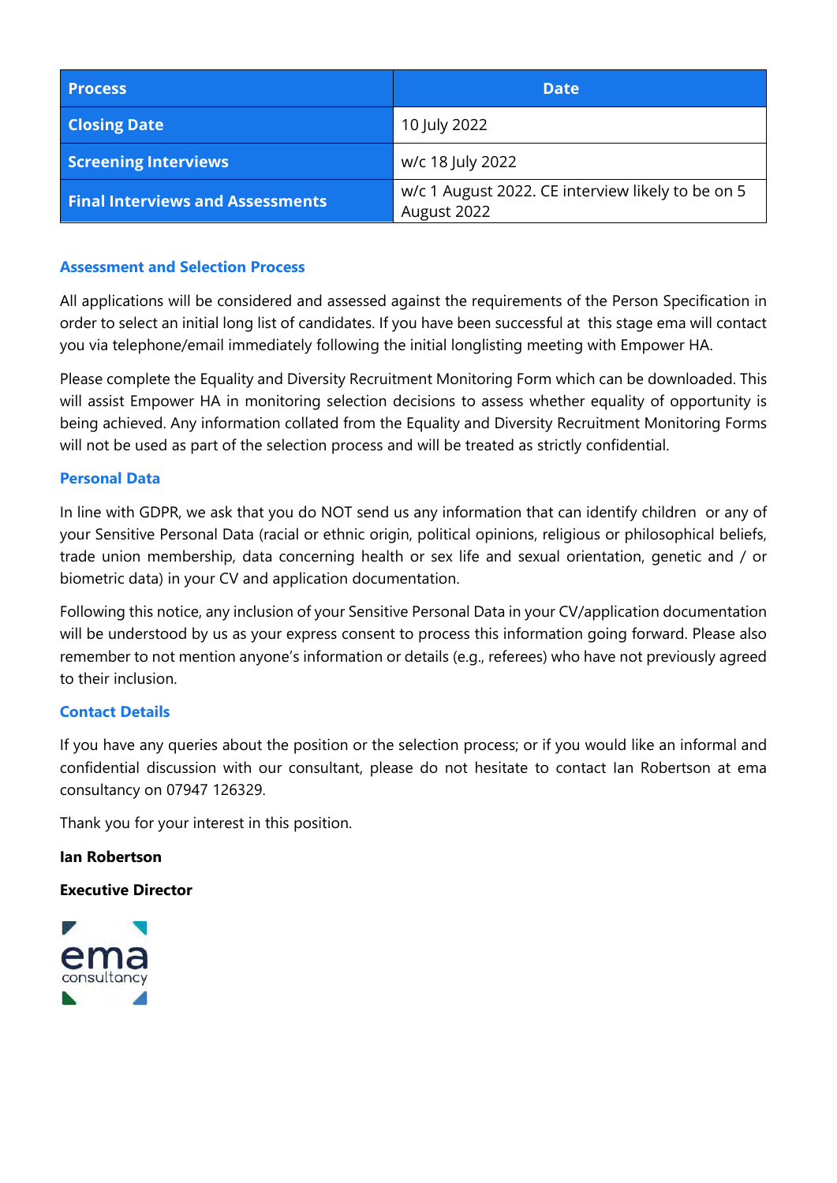| Process | Date |
| --- | --- |
| **Closing Date** | 10 July 2022 |
| **Screening Interviews** | w/c 18 July 2022 |
| **Final Interviews and Assessments** | w/c 1 August 2022. CE interview likely to be on 5 August 2022 |

### Assessment and Selection Process

All applications will be considered and assessed against the requirements of the Person Specification in order to select an initial long list of candidates. If you have been successful at this stage ema will contact you via telephone/email immediately following the initial longlisting meeting with Empower HA.

Please complete the Equality and Diversity Recruitment Monitoring Form which can be downloaded. This will assist Empower HA in monitoring selection decisions to assess whether equality of opportunity is being achieved. Any information collated from the Equality and Diversity Recruitment Monitoring Forms will not be used as part of the selection process and will be treated as strictly confidential.

### Personal Data

In line with GDPR, we ask that you do NOT send us any information that can identify children or any of your Sensitive Personal Data (racial or ethnic origin, political opinions, religious or philosophical beliefs, trade union membership, data concerning health or sex life and sexual orientation, genetic and / or biometric data) in your CV and application documentation.

Following this notice, any inclusion of your Sensitive Personal Data in your CV/application documentation will be understood by us as your express consent to process this information going forward. Please also remember to not mention anyone's information or details (e.g., referees) who have not previously agreed to their inclusion.

### Contact Details

If you have any queries about the position or the selection process; or if you would like an informal and confidential discussion with our consultant, please do not hesitate to contact Ian Robertson at ema consultancy on 07947 126329.

Thank you for your interest in this position.

**Ian Robertson**

**Executive Director**

ema consultancy